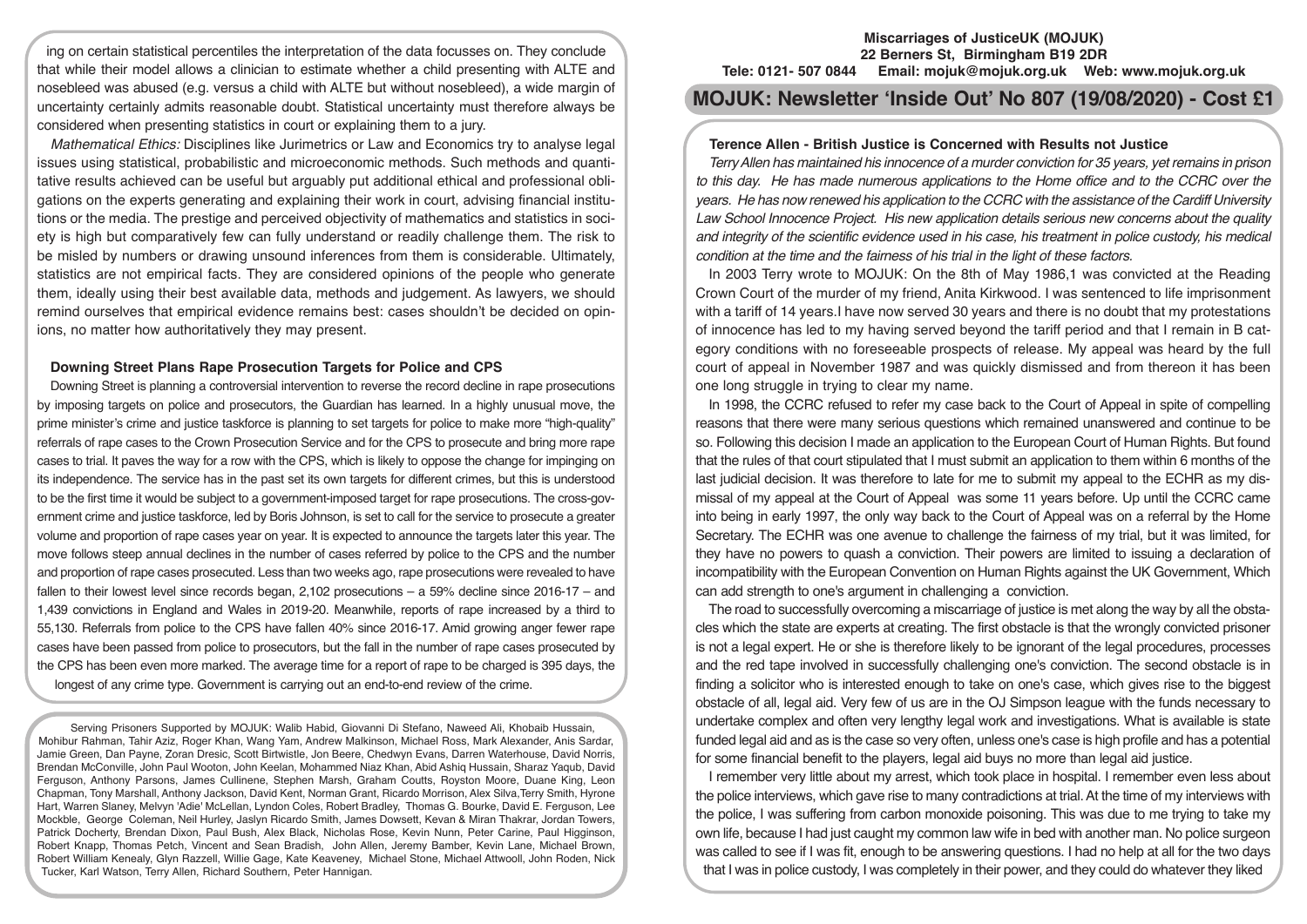ing on certain statistical percentiles the interpretation of the data focusses on. They conclude that while their model allows a clinician to estimate whether a child presenting with ALTE and nosebleed was abused (e.g. versus a child with ALTE but without nosebleed), a wide margin of uncertainty certainly admits reasonable doubt. Statistical uncertainty must therefore always be considered when presenting statistics in court or explaining them to a jury.

*Mathematical Ethics:* Disciplines like Jurimetrics or Law and Economics try to analyse legal issues using statistical, probabilistic and microeconomic methods. Such methods and quantitative results achieved can be useful but arguably put additional ethical and professional obligations on the experts generating and explaining their work in court, advising financial institutions or the media. The prestige and perceived objectivity of mathematics and statistics in society is high but comparatively few can fully understand or readily challenge them. The risk to be misled by numbers or drawing unsound inferences from them is considerable. Ultimately, statistics are not empirical facts. They are considered opinions of the people who generate them, ideally using their best available data, methods and judgement. As lawyers, we should remind ourselves that empirical evidence remains best: cases shouldn't be decided on opinions, no matter how authoritatively they may present.

### Downing Street Plans Rape Prosecution Targets for Police and CPS

Downing Street is planning a controversial intervention to reverse the record decline in rape prosecutions by imposing targets on police and prosecutors, the Guardian has learned. In a highly unusual move, the prime minister's crime and justice taskforce is planning to set targets for police to make more "high-quality" referrals of rape cases to the Crown Prosecution Service and for the CPS to prosecute and bring more rape cases to trial. It paves the way for a row with the CPS, which is likely to oppose the change for impinging on its independence. The service has in the past set its own targets for different crimes, but this is understood to be the first time it would be subject to a government-imposed target for rape prosecutions. The cross-government crime and justice taskforce, led by Boris Johnson, is set to call for the service to prosecute a greater volume and proportion of rape cases year on year. It is expected to announce the targets later this year. The move follows steep annual declines in the number of cases referred by police to the CPS and the number and proportion of rape cases prosecuted. Less than two weeks ago, rape prosecutions were revealed to have fallen to their lowest level since records began, 2,102 prosecutions – a 59% decline since 2016-17 – and 1,439 convictions in England and Wales in 2019-20. Meanwhile, reports of rape increased by a third to 55,130. Referrals from police to the CPS have fallen 40% since 2016-17. Amid growing anger fewer rape cases have been passed from police to prosecutors, but the fall in the number of rape cases prosecuted by the CPS has been even more marked. The average time for a report of rape to be charged is 395 days, the longest of any crime type. Government is carrying out an end-to-end review of the crime.

Serving Prisoners Supported by MOJUK: Walib Habid, Giovanni Di Stefano, Naweed Ali, Khobaib Hussain, Mohibur Rahman, Tahir Aziz, Roger Khan, Wang Yam, Andrew Malkinson, Michael Ross, Mark Alexander, Anis Sardar, Jamie Green, Dan Payne, Zoran Dresic, Scott Birtwistle, Jon Beere, Chedwyn Evans, Darren Waterhouse, David Norris, Brendan McConville, John Paul Wooton, John Keelan, Mohammed Niaz Khan, Abid Ashiq Hussain, Sharaz Yaqub, David Ferguson, Anthony Parsons, James Cullinene, Stephen Marsh, Graham Coutts, Royston Moore, Duane King, Leon Chapman, Tony Marshall, Anthony Jackson, David Kent, Norman Grant, Ricardo Morrison, Alex Silva,Terry Smith, Hyrone Hart, Warren Slaney, Melvyn 'Adie' McLellan, Lyndon Coles, Robert Bradley, Thomas G. Bourke, David E. Ferguson, Lee Mockble, George Coleman, Neil Hurley, Jaslyn Ricardo Smith, James Dowsett, Kevan & Miran Thakrar, Jordan Towers, Patrick Docherty, Brendan Dixon, Paul Bush, Alex Black, Nicholas Rose, Kevin Nunn, Peter Carine, Paul Higginson, Robert Knapp, Thomas Petch, Vincent and Sean Bradish, John Allen, Jeremy Bamber, Kevin Lane, Michael Brown, Robert William Kenealy, Glyn Razzell, Willie Gage, Kate Keaveney, Michael Stone, Michael Attwooll, John Roden, Nick Tucker, Karl Watson, Terry Allen, Richard Southern, Peter Hannigan.

**Miscarriages of JusticeUK (MOJUK)**
**22 Berners St, Birmingham B19 2DR**
**Tele: 0121- 507 0844 Email: mojuk@mojuk.org.uk Web: www.mojuk.org.uk**

# MOJUK: Newsletter 'Inside Out' No 807 (19/08/2020) - Cost £1

### Terence Allen - British Justice is Concerned with Results not Justice

*Terry Allen has maintained his innocence of a murder conviction for 35 years, yet remains in prison to this day. He has made numerous applications to the Home office and to the CCRC over the years. He has now renewed his application to the CCRC with the assistance of the Cardiff University Law School Innocence Project. His new application details serious new concerns about the quality and integrity of the scientific evidence used in his case, his treatment in police custody, his medical condition at the time and the fairness of his trial in the light of these factors.*

In 2003 Terry wrote to MOJUK: On the 8th of May 1986,1 was convicted at the Reading Crown Court of the murder of my friend, Anita Kirkwood. I was sentenced to life imprisonment with a tariff of 14 years.I have now served 30 years and there is no doubt that my protestations of innocence has led to my having served beyond the tariff period and that I remain in B category conditions with no foreseeable prospects of release. My appeal was heard by the full court of appeal in November 1987 and was quickly dismissed and from thereon it has been one long struggle in trying to clear my name.

In 1998, the CCRC refused to refer my case back to the Court of Appeal in spite of compelling reasons that there were many serious questions which remained unanswered and continue to be so. Following this decision I made an application to the European Court of Human Rights. But found that the rules of that court stipulated that I must submit an application to them within 6 months of the last judicial decision. It was therefore to late for me to submit my appeal to the ECHR as my dismissal of my appeal at the Court of Appeal was some 11 years before. Up until the CCRC came into being in early 1997, the only way back to the Court of Appeal was on a referral by the Home Secretary. The ECHR was one avenue to challenge the fairness of my trial, but it was limited, for they have no powers to quash a conviction. Their powers are limited to issuing a declaration of incompatibility with the European Convention on Human Rights against the UK Government, Which can add strength to one's argument in challenging a conviction.

The road to successfully overcoming a miscarriage of justice is met along the way by all the obstacles which the state are experts at creating. The first obstacle is that the wrongly convicted prisoner is not a legal expert. He or she is therefore likely to be ignorant of the legal procedures, processes and the red tape involved in successfully challenging one's conviction. The second obstacle is in finding a solicitor who is interested enough to take on one's case, which gives rise to the biggest obstacle of all, legal aid. Very few of us are in the OJ Simpson league with the funds necessary to undertake complex and often very lengthy legal work and investigations. What is available is state funded legal aid and as is the case so very often, unless one's case is high profile and has a potential for some financial benefit to the players, legal aid buys no more than legal aid justice.

I remember very little about my arrest, which took place in hospital. I remember even less about the police interviews, which gave rise to many contradictions at trial. At the time of my interviews with the police, I was suffering from carbon monoxide poisoning. This was due to me trying to take my own life, because I had just caught my common law wife in bed with another man. No police surgeon was called to see if I was fit, enough to be answering questions. I had no help at all for the two days that I was in police custody, I was completely in their power, and they could do whatever they liked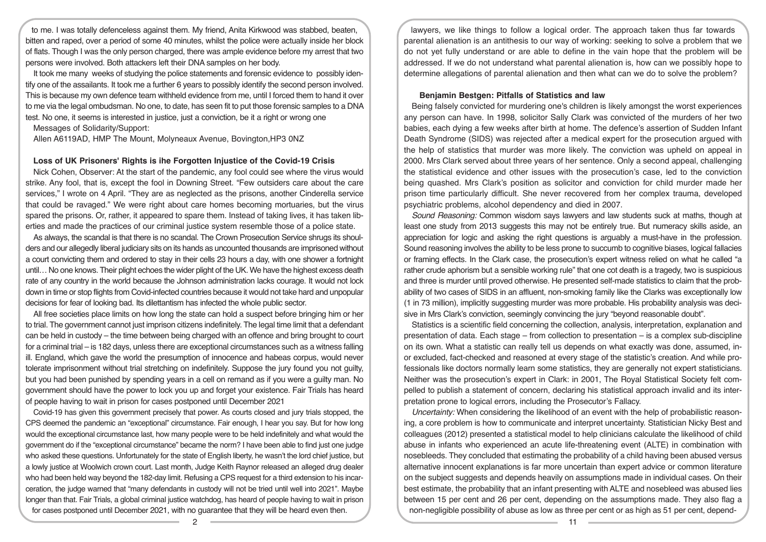to me. I was totally defenceless against them. My friend, Anita Kirkwood was stabbed, beaten, bitten and raped, over a period of some 40 minutes, whilst the police were actually inside her block of flats. Though I was the only person charged, there was ample evidence before my arrest that two persons were involved. Both attackers left their DNA samples on her body.

It took me many weeks of studying the police statements and forensic evidence to possibly identify one of the assailants. It took me a further 6 years to possibly identify the second person involved. This is because my own defence team withheld evidence from me, until I forced them to hand it over to me via the legal ombudsman. No one, to date, has seen fit to put those forensic samples to a DNA test. No one, it seems is interested in justice, just a conviction, be it a right or wrong one

Messages of Solidarity/Support:

Allen A6119AD, HMP The Mount, Molyneaux Avenue, Bovington,HP3 0NZ

**Loss of UK Prisoners' Rights is ihe Forgotten Injustice of the Covid-19 Crisis**

Nick Cohen, Observer: At the start of the pandemic, any fool could see where the virus would strike. Any fool, that is, except the fool in Downing Street. "Few outsiders care about the care services," I wrote on 4 April. "They are as neglected as the prisons, another Cinderella service that could be ravaged." We were right about care homes becoming mortuaries, but the virus spared the prisons. Or, rather, it appeared to spare them. Instead of taking lives, it has taken liberties and made the practices of our criminal justice system resemble those of a police state.

As always, the scandal is that there is no scandal. The Crown Prosecution Service shrugs its shoulders and our allegedly liberal judiciary sits on its hands as uncounted thousands are imprisoned without a court convicting them and ordered to stay in their cells 23 hours a day, with one shower a fortnight until… No one knows. Their plight echoes the wider plight of the UK. We have the highest excess death rate of any country in the world because the Johnson administration lacks courage. It would not lock down in time or stop flights from Covid-infected countries because it would not take hard and unpopular decisions for fear of looking bad. Its dilettantism has infected the whole public sector.

All free societies place limits on how long the state can hold a suspect before bringing him or her to trial. The government cannot just imprison citizens indefinitely. The legal time limit that a defendant can be held in custody – the time between being charged with an offence and bring brought to court for a criminal trial – is 182 days, unless there are exceptional circumstances such as a witness falling ill. England, which gave the world the presumption of innocence and habeas corpus, would never tolerate imprisonment without trial stretching on indefinitely. Suppose the jury found you not guilty, but you had been punished by spending years in a cell on remand as if you were a guilty man. No government should have the power to lock you up and forget your existence. Fair Trials has heard of people having to wait in prison for cases postponed until December 2021

Covid-19 has given this government precisely that power. As courts closed and jury trials stopped, the CPS deemed the pandemic an "exceptional" circumstance. Fair enough, I hear you say. But for how long would the exceptional circumstance last, how many people were to be held indefinitely and what would the government do if the "exceptional circumstance" became the norm? I have been able to find just one judge who asked these questions. Unfortunately for the state of English liberty, he wasn't the lord chief justice, but a lowly justice at Woolwich crown court. Last month, Judge Keith Raynor released an alleged drug dealer who had been held way beyond the 182-day limit. Refusing a CPS request for a third extension to his incarceration, the judge warned that "many defendants in custody will not be tried until well into 2021". Maybe longer than that. Fair Trials, a global criminal justice watchdog, has heard of people having to wait in prison for cases postponed until December 2021, with no guarantee that they will be heard even then.

lawyers, we like things to follow a logical order. The approach taken thus far towards parental alienation is an antithesis to our way of working: seeking to solve a problem that we do not yet fully understand or are able to define in the vain hope that the problem will be addressed. If we do not understand what parental alienation is, how can we possibly hope to determine allegations of parental alienation and then what can we do to solve the problem?

**Benjamin Bestgen: Pitfalls of Statistics and law**

Being falsely convicted for murdering one's children is likely amongst the worst experiences any person can have. In 1998, solicitor Sally Clark was convicted of the murders of her two babies, each dying a few weeks after birth at home. The defence's assertion of Sudden Infant Death Syndrome (SIDS) was rejected after a medical expert for the prosecution argued with the help of statistics that murder was more likely. The conviction was upheld on appeal in 2000. Mrs Clark served about three years of her sentence. Only a second appeal, challenging the statistical evidence and other issues with the prosecution's case, led to the conviction being quashed. Mrs Clark's position as solicitor and conviction for child murder made her prison time particularly difficult. She never recovered from her complex trauma, developed psychiatric problems, alcohol dependency and died in 2007.

*Sound Reasoning:* Common wisdom says lawyers and law students suck at maths, though at least one study from 2013 suggests this may not be entirely true. But numeracy skills aside, an appreciation for logic and asking the right questions is arguably a must-have in the profession. Sound reasoning involves the ability to be less prone to succumb to cognitive biases, logical fallacies or framing effects. In the Clark case, the prosecution's expert witness relied on what he called "a rather crude aphorism but a sensible working rule" that one cot death is a tragedy, two is suspicious and three is murder until proved otherwise. He presented self-made statistics to claim that the probability of two cases of SIDS in an affluent, non-smoking family like the Clarks was exceptionally low (1 in 73 million), implicitly suggesting murder was more probable. His probability analysis was decisive in Mrs Clark's conviction, seemingly convincing the jury "beyond reasonable doubt".

Statistics is a scientific field concerning the collection, analysis, interpretation, explanation and presentation of data. Each stage – from collection to presentation – is a complex sub-discipline on its own. What a statistic can really tell us depends on what exactly was done, assumed, in- or excluded, fact-checked and reasoned at every stage of the statistic's creation. And while professionals like doctors normally learn some statistics, they are generally not expert statisticians. Neither was the prosecution's expert in Clark: in 2001, The Royal Statistical Society felt compelled to publish a statement of concern, declaring his statistical approach invalid and its interpretation prone to logical errors, including the Prosecutor's Fallacy.

*Uncertainty:* When considering the likelihood of an event with the help of probabilistic reasoning, a core problem is how to communicate and interpret uncertainty. Statistician Nicky Best and colleagues (2012) presented a statistical model to help clinicians calculate the likelihood of child abuse in infants who experienced an acute life-threatening event (ALTE) in combination with nosebleeds. They concluded that estimating the probability of a child having been abused versus alternative innocent explanations is far more uncertain than expert advice or common literature on the subject suggests and depends heavily on assumptions made in individual cases. On their best estimate, the probability that an infant presenting with ALTE and nosebleed was abused lies between 15 per cent and 26 per cent, depending on the assumptions made. They also flag a non-negligible possibility of abuse as low as three per cent or as high as 51 per cent, depend-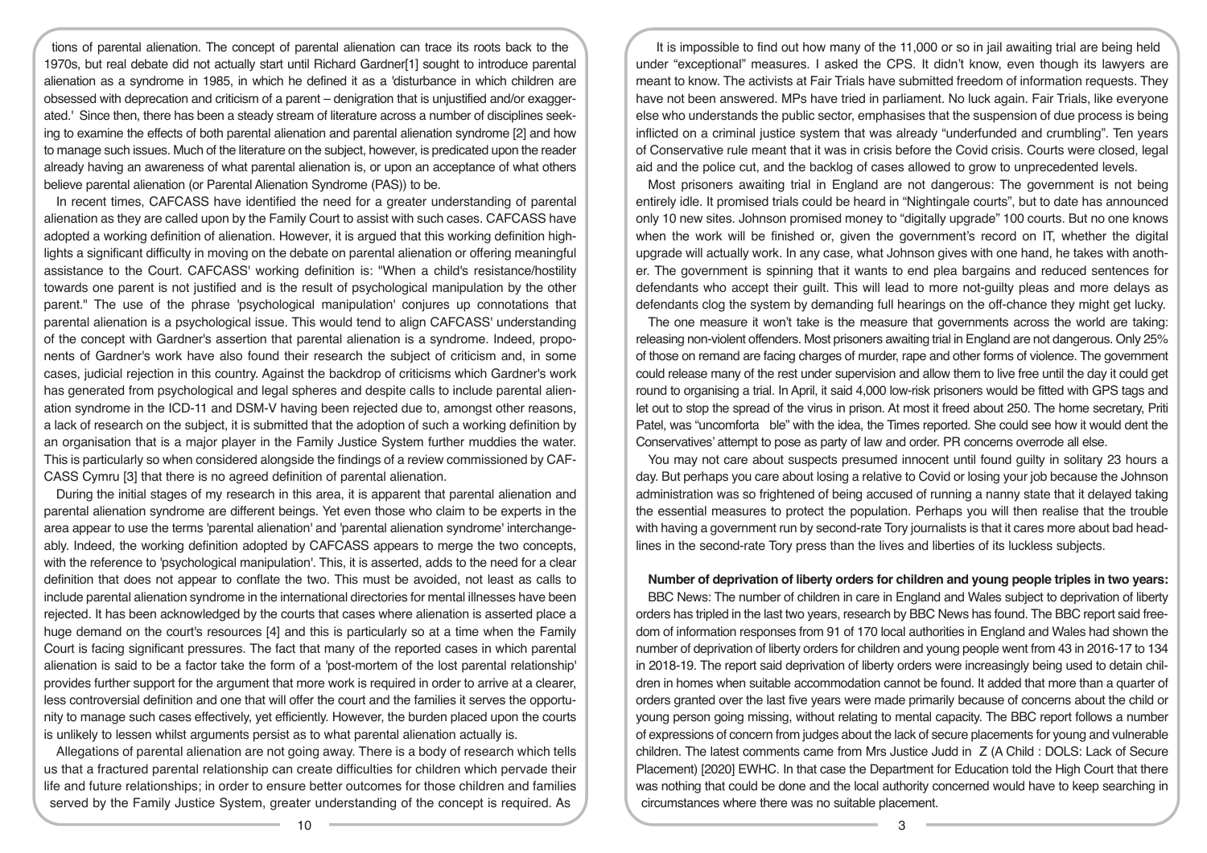tions of parental alienation. The concept of parental alienation can trace its roots back to the 1970s, but real debate did not actually start until Richard Gardner[1] sought to introduce parental alienation as a syndrome in 1985, in which he defined it as a 'disturbance in which children are obsessed with deprecation and criticism of a parent – denigration that is unjustified and/or exaggerated.' Since then, there has been a steady stream of literature across a number of disciplines seeking to examine the effects of both parental alienation and parental alienation syndrome [2] and how to manage such issues. Much of the literature on the subject, however, is predicated upon the reader already having an awareness of what parental alienation is, or upon an acceptance of what others believe parental alienation (or Parental Alienation Syndrome (PAS)) to be.

In recent times, CAFCASS have identified the need for a greater understanding of parental alienation as they are called upon by the Family Court to assist with such cases. CAFCASS have adopted a working definition of alienation. However, it is argued that this working definition highlights a significant difficulty in moving on the debate on parental alienation or offering meaningful assistance to the Court. CAFCASS' working definition is: "When a child's resistance/hostility towards one parent is not justified and is the result of psychological manipulation by the other parent." The use of the phrase 'psychological manipulation' conjures up connotations that parental alienation is a psychological issue. This would tend to align CAFCASS' understanding of the concept with Gardner's assertion that parental alienation is a syndrome. Indeed, proponents of Gardner's work have also found their research the subject of criticism and, in some cases, judicial rejection in this country. Against the backdrop of criticisms which Gardner's work has generated from psychological and legal spheres and despite calls to include parental alienation syndrome in the ICD-11 and DSM-V having been rejected due to, amongst other reasons, a lack of research on the subject, it is submitted that the adoption of such a working definition by an organisation that is a major player in the Family Justice System further muddies the water. This is particularly so when considered alongside the findings of a review commissioned by CAFCASS Cymru [3] that there is no agreed definition of parental alienation.

During the initial stages of my research in this area, it is apparent that parental alienation and parental alienation syndrome are different beings. Yet even those who claim to be experts in the area appear to use the terms 'parental alienation' and 'parental alienation syndrome' interchangeably. Indeed, the working definition adopted by CAFCASS appears to merge the two concepts, with the reference to 'psychological manipulation'. This, it is asserted, adds to the need for a clear definition that does not appear to conflate the two. This must be avoided, not least as calls to include parental alienation syndrome in the international directories for mental illnesses have been rejected. It has been acknowledged by the courts that cases where alienation is asserted place a huge demand on the court's resources [4] and this is particularly so at a time when the Family Court is facing significant pressures. The fact that many of the reported cases in which parental alienation is said to be a factor take the form of a 'post-mortem of the lost parental relationship' provides further support for the argument that more work is required in order to arrive at a clearer, less controversial definition and one that will offer the court and the families it serves the opportunity to manage such cases effectively, yet efficiently. However, the burden placed upon the courts is unlikely to lessen whilst arguments persist as to what parental alienation actually is.

Allegations of parental alienation are not going away. There is a body of research which tells us that a fractured parental relationship can create difficulties for children which pervade their life and future relationships; in order to ensure better outcomes for those children and families served by the Family Justice System, greater understanding of the concept is required. As

It is impossible to find out how many of the 11,000 or so in jail awaiting trial are being held under "exceptional" measures. I asked the CPS. It didn't know, even though its lawyers are meant to know. The activists at Fair Trials have submitted freedom of information requests. They have not been answered. MPs have tried in parliament. No luck again. Fair Trials, like everyone else who understands the public sector, emphasises that the suspension of due process is being inflicted on a criminal justice system that was already "underfunded and crumbling". Ten years of Conservative rule meant that it was in crisis before the Covid crisis. Courts were closed, legal aid and the police cut, and the backlog of cases allowed to grow to unprecedented levels.

Most prisoners awaiting trial in England are not dangerous: The government is not being entirely idle. It promised trials could be heard in "Nightingale courts", but to date has announced only 10 new sites. Johnson promised money to "digitally upgrade" 100 courts. But no one knows when the work will be finished or, given the government's record on IT, whether the digital upgrade will actually work. In any case, what Johnson gives with one hand, he takes with another. The government is spinning that it wants to end plea bargains and reduced sentences for defendants who accept their guilt. This will lead to more not-guilty pleas and more delays as defendants clog the system by demanding full hearings on the off-chance they might get lucky.

The one measure it won't take is the measure that governments across the world are taking: releasing non-violent offenders. Most prisoners awaiting trial in England are not dangerous. Only 25% of those on remand are facing charges of murder, rape and other forms of violence. The government could release many of the rest under supervision and allow them to live free until the day it could get round to organising a trial. In April, it said 4,000 low-risk prisoners would be fitted with GPS tags and let out to stop the spread of the virus in prison. At most it freed about 250. The home secretary, Priti Patel, was "uncomfortable" with the idea, the Times reported. She could see how it would dent the Conservatives' attempt to pose as party of law and order. PR concerns overrode all else.

You may not care about suspects presumed innocent until found guilty in solitary 23 hours a day. But perhaps you care about losing a relative to Covid or losing your job because the Johnson administration was so frightened of being accused of running a nanny state that it delayed taking the essential measures to protect the population. Perhaps you will then realise that the trouble with having a government run by second-rate Tory journalists is that it cares more about bad headlines in the second-rate Tory press than the lives and liberties of its luckless subjects.

**Number of deprivation of liberty orders for children and young people triples in two years:**

BBC News: The number of children in care in England and Wales subject to deprivation of liberty orders has tripled in the last two years, research by BBC News has found. The BBC report said freedom of information responses from 91 of 170 local authorities in England and Wales had shown the number of deprivation of liberty orders for children and young people went from 43 in 2016-17 to 134 in 2018-19. The report said deprivation of liberty orders were increasingly being used to detain children in homes when suitable accommodation cannot be found. It added that more than a quarter of orders granted over the last five years were made primarily because of concerns about the child or young person going missing, without relating to mental capacity. The BBC report follows a number of expressions of concern from judges about the lack of secure placements for young and vulnerable children. The latest comments came from Mrs Justice Judd in Z (A Child : DOLS: Lack of Secure Placement) [2020] EWHC. In that case the Department for Education told the High Court that there was nothing that could be done and the local authority concerned would have to keep searching in circumstances where there was no suitable placement.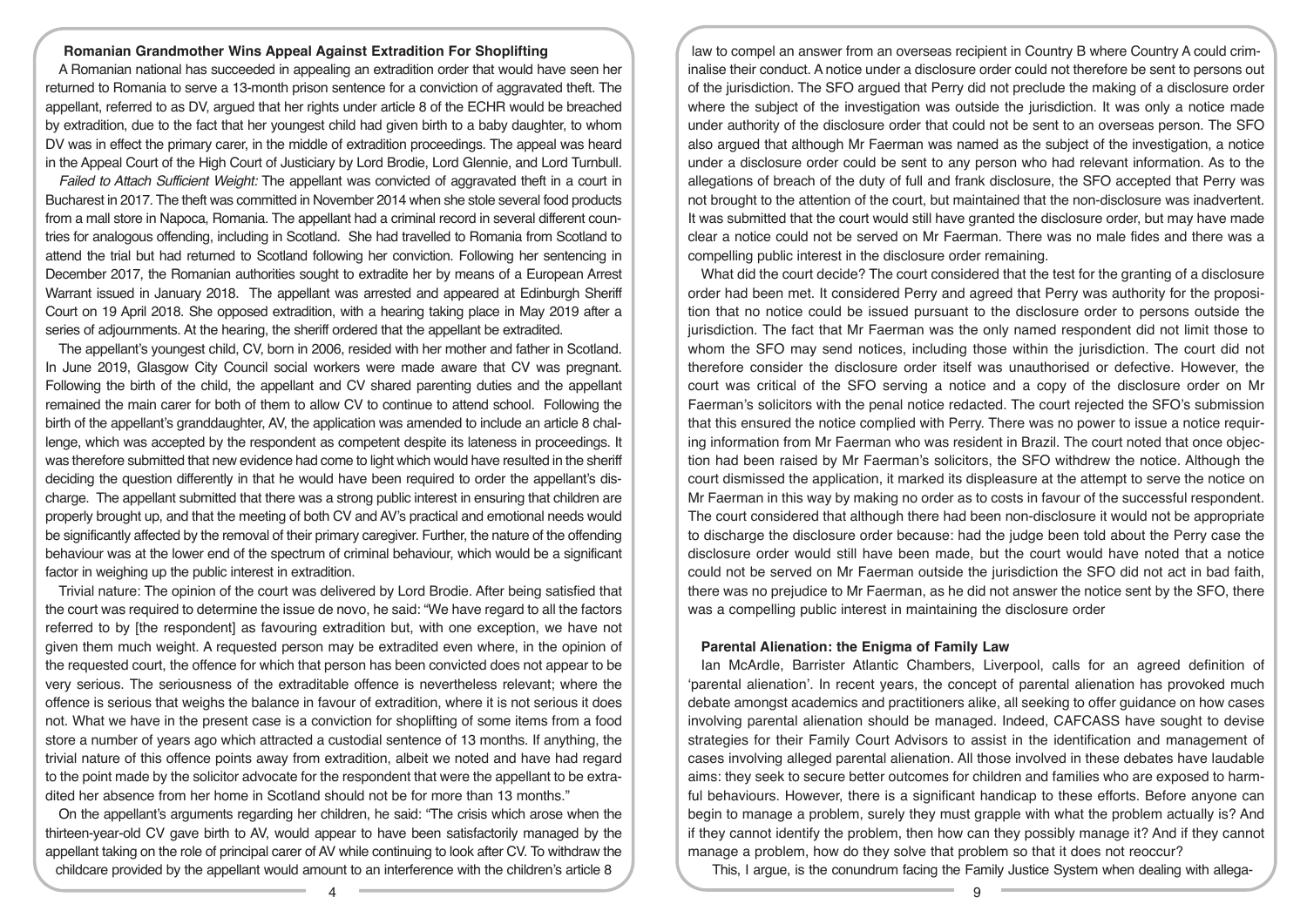## Romanian Grandmother Wins Appeal Against Extradition For Shoplifting

A Romanian national has succeeded in appealing an extradition order that would have seen her returned to Romania to serve a 13-month prison sentence for a conviction of aggravated theft. The appellant, referred to as DV, argued that her rights under article 8 of the ECHR would be breached by extradition, due to the fact that her youngest child had given birth to a baby daughter, to whom DV was in effect the primary carer, in the middle of extradition proceedings. The appeal was heard in the Appeal Court of the High Court of Justiciary by Lord Brodie, Lord Glennie, and Lord Turnbull.

*Failed to Attach Sufficient Weight:* The appellant was convicted of aggravated theft in a court in Bucharest in 2017. The theft was committed in November 2014 when she stole several food products from a mall store in Napoca, Romania. The appellant had a criminal record in several different countries for analogous offending, including in Scotland. She had travelled to Romania from Scotland to attend the trial but had returned to Scotland following her conviction. Following her sentencing in December 2017, the Romanian authorities sought to extradite her by means of a European Arrest Warrant issued in January 2018. The appellant was arrested and appeared at Edinburgh Sheriff Court on 19 April 2018. She opposed extradition, with a hearing taking place in May 2019 after a series of adjournments. At the hearing, the sheriff ordered that the appellant be extradited.

The appellant's youngest child, CV, born in 2006, resided with her mother and father in Scotland. In June 2019, Glasgow City Council social workers were made aware that CV was pregnant. Following the birth of the child, the appellant and CV shared parenting duties and the appellant remained the main carer for both of them to allow CV to continue to attend school. Following the birth of the appellant's granddaughter, AV, the application was amended to include an article 8 challenge, which was accepted by the respondent as competent despite its lateness in proceedings. It was therefore submitted that new evidence had come to light which would have resulted in the sheriff deciding the question differently in that he would have been required to order the appellant's discharge. The appellant submitted that there was a strong public interest in ensuring that children are properly brought up, and that the meeting of both CV and AV's practical and emotional needs would be significantly affected by the removal of their primary caregiver. Further, the nature of the offending behaviour was at the lower end of the spectrum of criminal behaviour, which would be a significant factor in weighing up the public interest in extradition.

Trivial nature: The opinion of the court was delivered by Lord Brodie. After being satisfied that the court was required to determine the issue de novo, he said: "We have regard to all the factors referred to by [the respondent] as favouring extradition but, with one exception, we have not given them much weight. A requested person may be extradited even where, in the opinion of the requested court, the offence for which that person has been convicted does not appear to be very serious. The seriousness of the extraditable offence is nevertheless relevant; where the offence is serious that weighs the balance in favour of extradition, where it is not serious it does not. What we have in the present case is a conviction for shoplifting of some items from a food store a number of years ago which attracted a custodial sentence of 13 months. If anything, the trivial nature of this offence points away from extradition, albeit we noted and have had regard to the point made by the solicitor advocate for the respondent that were the appellant to be extradited her absence from her home in Scotland should not be for more than 13 months."

On the appellant's arguments regarding her children, he said: "The crisis which arose when the thirteen-year-old CV gave birth to AV, would appear to have been satisfactorily managed by the appellant taking on the role of principal carer of AV while continuing to look after CV. To withdraw the childcare provided by the appellant would amount to an interference with the children's article 8

law to compel an answer from an overseas recipient in Country B where Country A could criminalise their conduct. A notice under a disclosure order could not therefore be sent to persons out of the jurisdiction. The SFO argued that Perry did not preclude the making of a disclosure order where the subject of the investigation was outside the jurisdiction. It was only a notice made under authority of the disclosure order that could not be sent to an overseas person. The SFO also argued that although Mr Faerman was named as the subject of the investigation, a notice under a disclosure order could be sent to any person who had relevant information. As to the allegations of breach of the duty of full and frank disclosure, the SFO accepted that Perry was not brought to the attention of the court, but maintained that the non-disclosure was inadvertent. It was submitted that the court would still have granted the disclosure order, but may have made clear a notice could not be served on Mr Faerman. There was no male fides and there was a compelling public interest in the disclosure order remaining.

What did the court decide? The court considered that the test for the granting of a disclosure order had been met. It considered Perry and agreed that Perry was authority for the proposition that no notice could be issued pursuant to the disclosure order to persons outside the jurisdiction. The fact that Mr Faerman was the only named respondent did not limit those to whom the SFO may send notices, including those within the jurisdiction. The court did not therefore consider the disclosure order itself was unauthorised or defective. However, the court was critical of the SFO serving a notice and a copy of the disclosure order on Mr Faerman's solicitors with the penal notice redacted. The court rejected the SFO's submission that this ensured the notice complied with Perry. There was no power to issue a notice requiring information from Mr Faerman who was resident in Brazil. The court noted that once objection had been raised by Mr Faerman's solicitors, the SFO withdrew the notice. Although the court dismissed the application, it marked its displeasure at the attempt to serve the notice on Mr Faerman in this way by making no order as to costs in favour of the successful respondent. The court considered that although there had been non-disclosure it would not be appropriate to discharge the disclosure order because: had the judge been told about the Perry case the disclosure order would still have been made, but the court would have noted that a notice could not be served on Mr Faerman outside the jurisdiction the SFO did not act in bad faith, there was no prejudice to Mr Faerman, as he did not answer the notice sent by the SFO, there was a compelling public interest in maintaining the disclosure order

## Parental Alienation: the Enigma of Family Law

Ian McArdle, Barrister Atlantic Chambers, Liverpool, calls for an agreed definition of 'parental alienation'. In recent years, the concept of parental alienation has provoked much debate amongst academics and practitioners alike, all seeking to offer guidance on how cases involving parental alienation should be managed. Indeed, CAFCASS have sought to devise strategies for their Family Court Advisors to assist in the identification and management of cases involving alleged parental alienation. All those involved in these debates have laudable aims: they seek to secure better outcomes for children and families who are exposed to harmful behaviours. However, there is a significant handicap to these efforts. Before anyone can begin to manage a problem, surely they must grapple with what the problem actually is? And if they cannot identify the problem, then how can they possibly manage it? And if they cannot manage a problem, how do they solve that problem so that it does not reoccur?

This, I argue, is the conundrum facing the Family Justice System when dealing with allega-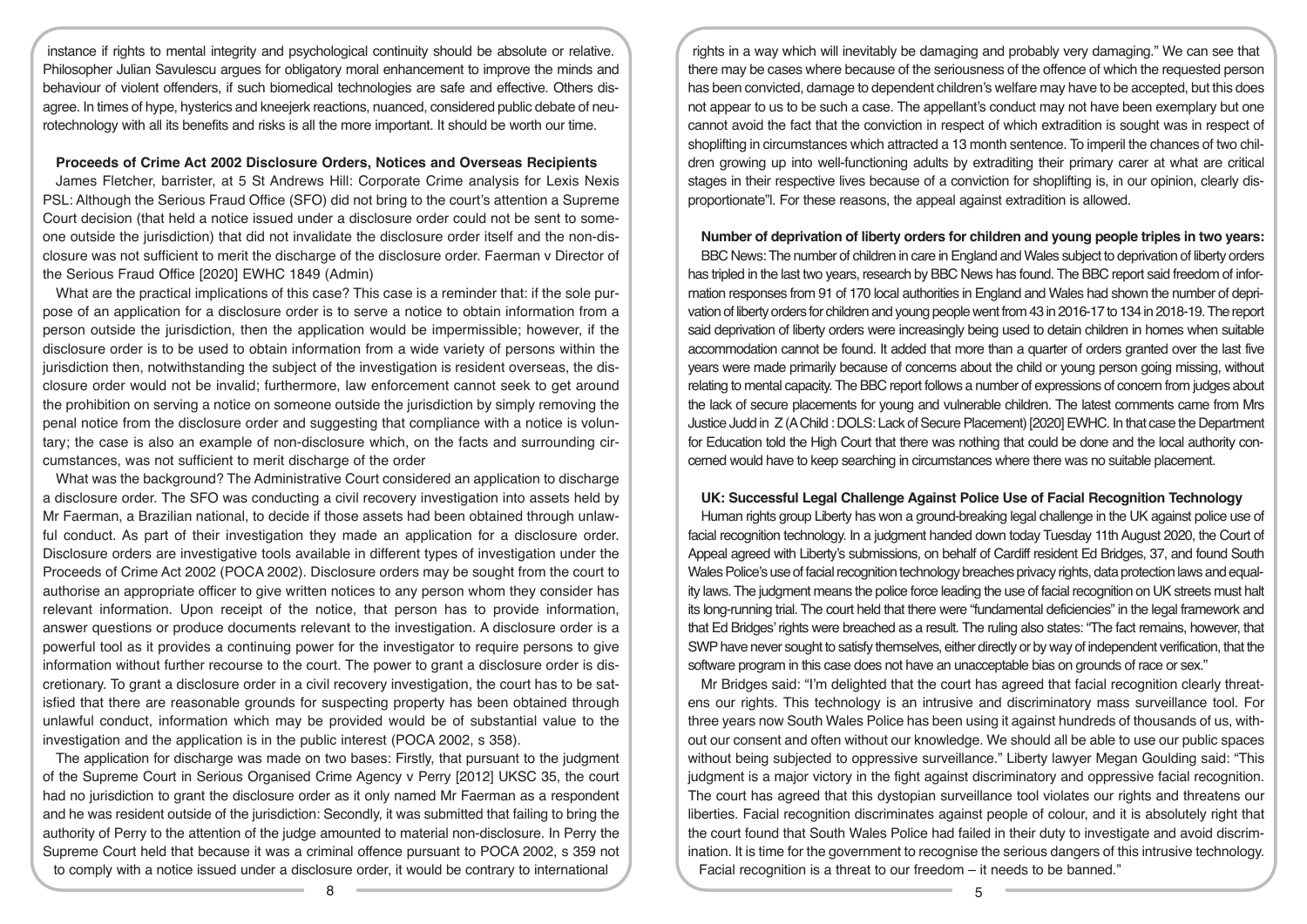instance if rights to mental integrity and psychological continuity should be absolute or relative. Philosopher Julian Savulescu argues for obligatory moral enhancement to improve the minds and behaviour of violent offenders, if such biomedical technologies are safe and effective. Others disagree. In times of hype, hysterics and kneejerk reactions, nuanced, considered public debate of neurotechnology with all its benefits and risks is all the more important. It should be worth our time.

**Proceeds of Crime Act 2002 Disclosure Orders, Notices and Overseas Recipients**

James Fletcher, barrister, at 5 St Andrews Hill: Corporate Crime analysis for Lexis Nexis PSL: Although the Serious Fraud Office (SFO) did not bring to the court's attention a Supreme Court decision (that held a notice issued under a disclosure order could not be sent to someone outside the jurisdiction) that did not invalidate the disclosure order itself and the non-disclosure was not sufficient to merit the discharge of the disclosure order. Faerman v Director of the Serious Fraud Office [2020] EWHC 1849 (Admin)

What are the practical implications of this case? This case is a reminder that: if the sole purpose of an application for a disclosure order is to serve a notice to obtain information from a person outside the jurisdiction, then the application would be impermissible; however, if the disclosure order is to be used to obtain information from a wide variety of persons within the jurisdiction then, notwithstanding the subject of the investigation is resident overseas, the disclosure order would not be invalid; furthermore, law enforcement cannot seek to get around the prohibition on serving a notice on someone outside the jurisdiction by simply removing the penal notice from the disclosure order and suggesting that compliance with a notice is voluntary; the case is also an example of non-disclosure which, on the facts and surrounding circumstances, was not sufficient to merit discharge of the order

What was the background? The Administrative Court considered an application to discharge a disclosure order. The SFO was conducting a civil recovery investigation into assets held by Mr Faerman, a Brazilian national, to decide if those assets had been obtained through unlawful conduct. As part of their investigation they made an application for a disclosure order. Disclosure orders are investigative tools available in different types of investigation under the Proceeds of Crime Act 2002 (POCA 2002). Disclosure orders may be sought from the court to authorise an appropriate officer to give written notices to any person whom they consider has relevant information. Upon receipt of the notice, that person has to provide information, answer questions or produce documents relevant to the investigation. A disclosure order is a powerful tool as it provides a continuing power for the investigator to require persons to give information without further recourse to the court. The power to grant a disclosure order is discretionary. To grant a disclosure order in a civil recovery investigation, the court has to be satisfied that there are reasonable grounds for suspecting property has been obtained through unlawful conduct, information which may be provided would be of substantial value to the investigation and the application is in the public interest (POCA 2002, s 358).

The application for discharge was made on two bases: Firstly, that pursuant to the judgment of the Supreme Court in Serious Organised Crime Agency v Perry [2012] UKSC 35, the court had no jurisdiction to grant the disclosure order as it only named Mr Faerman as a respondent and he was resident outside of the jurisdiction: Secondly, it was submitted that failing to bring the authority of Perry to the attention of the judge amounted to material non-disclosure. In Perry the Supreme Court held that because it was a criminal offence pursuant to POCA 2002, s 359 not to comply with a notice issued under a disclosure order, it would be contrary to international

rights in a way which will inevitably be damaging and probably very damaging." We can see that there may be cases where because of the seriousness of the offence of which the requested person has been convicted, damage to dependent children's welfare may have to be accepted, but this does not appear to us to be such a case. The appellant's conduct may not have been exemplary but one cannot avoid the fact that the conviction in respect of which extradition is sought was in respect of shoplifting in circumstances which attracted a 13 month sentence. To imperil the chances of two children growing up into well-functioning adults by extraditing their primary carer at what are critical stages in their respective lives because of a conviction for shoplifting is, in our opinion, clearly disproportionate"l. For these reasons, the appeal against extradition is allowed.

**Number of deprivation of liberty orders for children and young people triples in two years:**

BBC News: The number of children in care in England and Wales subject to deprivation of liberty orders has tripled in the last two years, research by BBC News has found. The BBC report said freedom of information responses from 91 of 170 local authorities in England and Wales had shown the number of deprivation of liberty orders for children and young people went from 43 in 2016-17 to 134 in 2018-19. The report said deprivation of liberty orders were increasingly being used to detain children in homes when suitable accommodation cannot be found. It added that more than a quarter of orders granted over the last five years were made primarily because of concerns about the child or young person going missing, without relating to mental capacity. The BBC report follows a number of expressions of concern from judges about the lack of secure placements for young and vulnerable children. The latest comments came from Mrs Justice Judd in Z (A Child : DOLS: Lack of Secure Placement) [2020] EWHC. In that case the Department for Education told the High Court that there was nothing that could be done and the local authority concerned would have to keep searching in circumstances where there was no suitable placement.

**UK: Successful Legal Challenge Against Police Use of Facial Recognition Technology**

Human rights group Liberty has won a ground-breaking legal challenge in the UK against police use of facial recognition technology. In a judgment handed down today Tuesday 11th August 2020, the Court of Appeal agreed with Liberty's submissions, on behalf of Cardiff resident Ed Bridges, 37, and found South Wales Police's use of facial recognition technology breaches privacy rights, data protection laws and equality laws. The judgment means the police force leading the use of facial recognition on UK streets must halt its long-running trial. The court held that there were "fundamental deficiencies" in the legal framework and that Ed Bridges' rights were breached as a result. The ruling also states: "The fact remains, however, that SWP have never sought to satisfy themselves, either directly or by way of independent verification, that the software program in this case does not have an unacceptable bias on grounds of race or sex."

Mr Bridges said: "I'm delighted that the court has agreed that facial recognition clearly threatens our rights. This technology is an intrusive and discriminatory mass surveillance tool. For three years now South Wales Police has been using it against hundreds of thousands of us, without our consent and often without our knowledge. We should all be able to use our public spaces without being subjected to oppressive surveillance." Liberty lawyer Megan Goulding said: "This judgment is a major victory in the fight against discriminatory and oppressive facial recognition. The court has agreed that this dystopian surveillance tool violates our rights and threatens our liberties. Facial recognition discriminates against people of colour, and it is absolutely right that the court found that South Wales Police had failed in their duty to investigate and avoid discrimination. It is time for the government to recognise the serious dangers of this intrusive technology. Facial recognition is a threat to our freedom – it needs to be banned."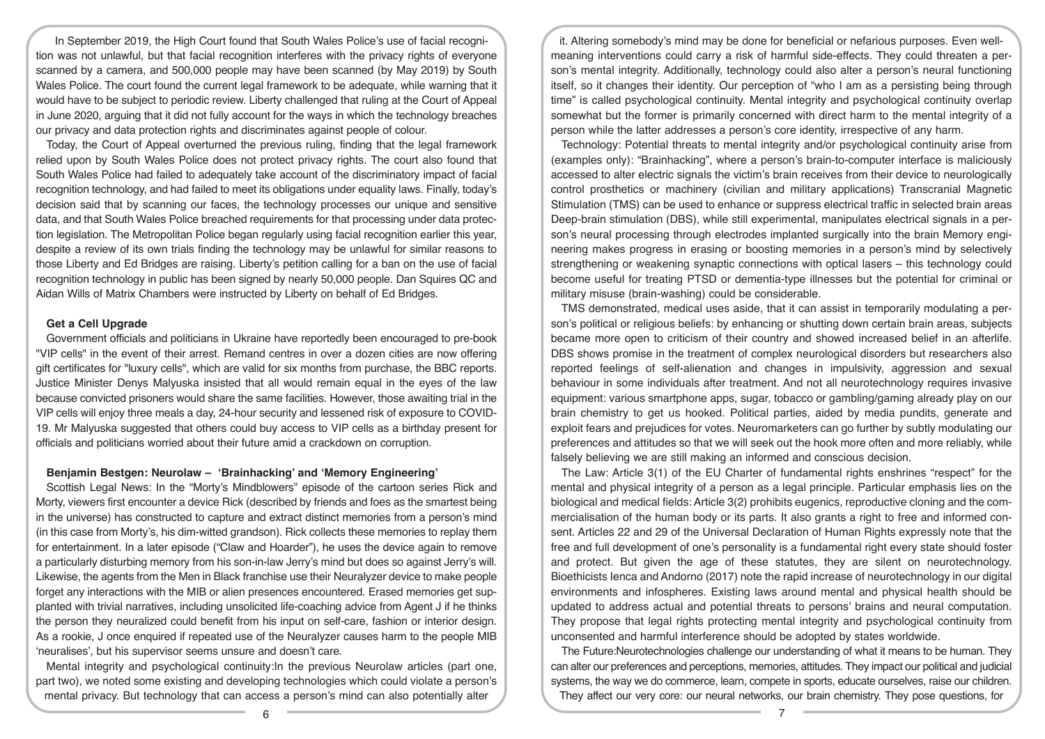In September 2019, the High Court found that South Wales Police's use of facial recognition was not unlawful, but that facial recognition interferes with the privacy rights of everyone scanned by a camera, and 500,000 people may have been scanned (by May 2019) by South Wales Police. The court found the current legal framework to be adequate, while warning that it would have to be subject to periodic review. Liberty challenged that ruling at the Court of Appeal in June 2020, arguing that it did not fully account for the ways in which the technology breaches our privacy and data protection rights and discriminates against people of colour.

Today, the Court of Appeal overturned the previous ruling, finding that the legal framework relied upon by South Wales Police does not protect privacy rights. The court also found that South Wales Police had failed to adequately take account of the discriminatory impact of facial recognition technology, and had failed to meet its obligations under equality laws. Finally, today's decision said that by scanning our faces, the technology processes our unique and sensitive data, and that South Wales Police breached requirements for that processing under data protection legislation. The Metropolitan Police began regularly using facial recognition earlier this year, despite a review of its own trials finding the technology may be unlawful for similar reasons to those Liberty and Ed Bridges are raising. Liberty's petition calling for a ban on the use of facial recognition technology in public has been signed by nearly 50,000 people. Dan Squires QC and Aidan Wills of Matrix Chambers were instructed by Liberty on behalf of Ed Bridges.

**Get a Cell Upgrade**

Government officials and politicians in Ukraine have reportedly been encouraged to pre-book "VIP cells" in the event of their arrest. Remand centres in over a dozen cities are now offering gift certificates for "luxury cells", which are valid for six months from purchase, the BBC reports. Justice Minister Denys Malyuska insisted that all would remain equal in the eyes of the law because convicted prisoners would share the same facilities. However, those awaiting trial in the VIP cells will enjoy three meals a day, 24-hour security and lessened risk of exposure to COVID-19. Mr Malyuska suggested that others could buy access to VIP cells as a birthday present for officials and politicians worried about their future amid a crackdown on corruption.

**Benjamin Bestgen: Neurolaw – 'Brainhacking' and 'Memory Engineering'**

Scottish Legal News: In the "Morty's Mindblowers" episode of the cartoon series Rick and Morty, viewers first encounter a device Rick (described by friends and foes as the smartest being in the universe) has constructed to capture and extract distinct memories from a person's mind (in this case from Morty's, his dim-witted grandson). Rick collects these memories to replay them for entertainment. In a later episode ("Claw and Hoarder"), he uses the device again to remove a particularly disturbing memory from his son-in-law Jerry's mind but does so against Jerry's will. Likewise, the agents from the Men in Black franchise use their Neuralyzer device to make people forget any interactions with the MIB or alien presences encountered. Erased memories get supplanted with trivial narratives, including unsolicited life-coaching advice from Agent J if he thinks the person they neuralized could benefit from his input on self-care, fashion or interior design. As a rookie, J once enquired if repeated use of the Neuralyzer causes harm to the people MIB 'neuralises', but his supervisor seems unsure and doesn't care.

Mental integrity and psychological continuity:In the previous Neurolaw articles (part one, part two), we noted some existing and developing technologies which could violate a person's mental privacy. But technology that can access a person's mind can also potentially alter it. Altering somebody's mind may be done for beneficial or nefarious purposes. Even well-meaning interventions could carry a risk of harmful side-effects. They could threaten a person's mental integrity. Additionally, technology could also alter a person's neural functioning itself, so it changes their identity. Our perception of "who I am as a persisting being through time" is called psychological continuity. Mental integrity and psychological continuity overlap somewhat but the former is primarily concerned with direct harm to the mental integrity of a person while the latter addresses a person's core identity, irrespective of any harm.

Technology: Potential threats to mental integrity and/or psychological continuity arise from (examples only): "Brainhacking", where a person's brain-to-computer interface is maliciously accessed to alter electric signals the victim's brain receives from their device to neurologically control prosthetics or machinery (civilian and military applications) Transcranial Magnetic Stimulation (TMS) can be used to enhance or suppress electrical traffic in selected brain areas Deep-brain stimulation (DBS), while still experimental, manipulates electrical signals in a person's neural processing through electrodes implanted surgically into the brain Memory engineering makes progress in erasing or boosting memories in a person's mind by selectively strengthening or weakening synaptic connections with optical lasers – this technology could become useful for treating PTSD or dementia-type illnesses but the potential for criminal or military misuse (brain-washing) could be considerable.

TMS demonstrated, medical uses aside, that it can assist in temporarily modulating a person's political or religious beliefs: by enhancing or shutting down certain brain areas, subjects became more open to criticism of their country and showed increased belief in an afterlife. DBS shows promise in the treatment of complex neurological disorders but researchers also reported feelings of self-alienation and changes in impulsivity, aggression and sexual behaviour in some individuals after treatment. And not all neurotechnology requires invasive equipment: various smartphone apps, sugar, tobacco or gambling/gaming already play on our brain chemistry to get us hooked. Political parties, aided by media pundits, generate and exploit fears and prejudices for votes. Neuromarketers can go further by subtly modulating our preferences and attitudes so that we will seek out the hook more often and more reliably, while falsely believing we are still making an informed and conscious decision.

The Law: Article 3(1) of the EU Charter of fundamental rights enshrines "respect" for the mental and physical integrity of a person as a legal principle. Particular emphasis lies on the biological and medical fields: Article 3(2) prohibits eugenics, reproductive cloning and the commercialisation of the human body or its parts. It also grants a right to free and informed consent. Articles 22 and 29 of the Universal Declaration of Human Rights expressly note that the free and full development of one's personality is a fundamental right every state should foster and protect. But given the age of these statutes, they are silent on neurotechnology. Bioethicists Ienca and Andorno (2017) note the rapid increase of neurotechnology in our digital environments and infospheres. Existing laws around mental and physical health should be updated to address actual and potential threats to persons' brains and neural computation. They propose that legal rights protecting mental integrity and psychological continuity from unconsented and harmful interference should be adopted by states worldwide.

The Future:Neurotechnologies challenge our understanding of what it means to be human. They can alter our preferences and perceptions, memories, attitudes. They impact our political and judicial systems, the way we do commerce, learn, compete in sports, educate ourselves, raise our children. They affect our very core: our neural networks, our brain chemistry. They pose questions, for